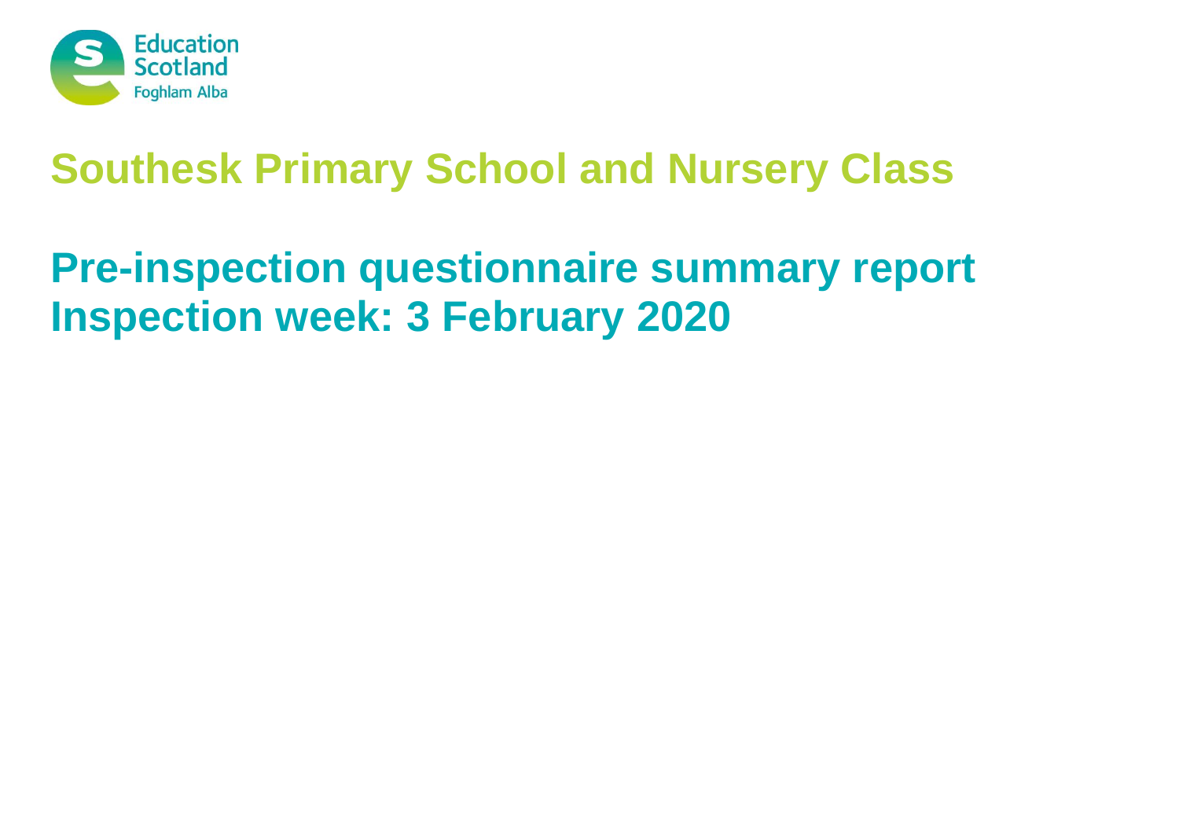Education Scotland
Foghlam Alba

# Southesk Primary School and Nursery Class

## Pre-inspection questionnaire summary report
## Inspection week: 3 February 2020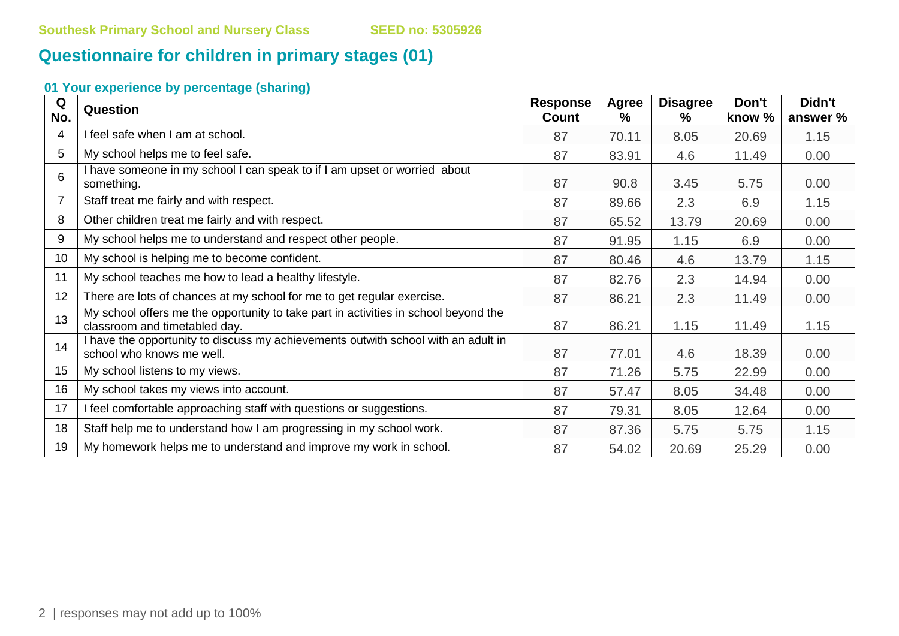**Southesk Primary School and Nursery Class** **SEED no: 5305926**

# Questionnaire for children in primary stages (01)

### 01 Your experience by percentage (sharing)

| Q No. | Question | Response Count | Agree % | Disagree % | Don't know % | Didn't answer % |
|---|---|---|---|---|---|---|
| 4 | I feel safe when I am at school. | 87 | 70.11 | 8.05 | 20.69 | 1.15 |
| 5 | My school helps me to feel safe. | 87 | 83.91 | 4.6 | 11.49 | 0.00 |
| 6 | I have someone in my school I can speak to if I am upset or worried about something. | 87 | 90.8 | 3.45 | 5.75 | 0.00 |
| 7 | Staff treat me fairly and with respect. | 87 | 89.66 | 2.3 | 6.9 | 1.15 |
| 8 | Other children treat me fairly and with respect. | 87 | 65.52 | 13.79 | 20.69 | 0.00 |
| 9 | My school helps me to understand and respect other people. | 87 | 91.95 | 1.15 | 6.9 | 0.00 |
| 10 | My school is helping me to become confident. | 87 | 80.46 | 4.6 | 13.79 | 1.15 |
| 11 | My school teaches me how to lead a healthy lifestyle. | 87 | 82.76 | 2.3 | 14.94 | 0.00 |
| 12 | There are lots of chances at my school for me to get regular exercise. | 87 | 86.21 | 2.3 | 11.49 | 0.00 |
| 13 | My school offers me the opportunity to take part in activities in school beyond the classroom and timetabled day. | 87 | 86.21 | 1.15 | 11.49 | 1.15 |
| 14 | I have the opportunity to discuss my achievements outwith school with an adult in school who knows me well. | 87 | 77.01 | 4.6 | 18.39 | 0.00 |
| 15 | My school listens to my views. | 87 | 71.26 | 5.75 | 22.99 | 0.00 |
| 16 | My school takes my views into account. | 87 | 57.47 | 8.05 | 34.48 | 0.00 |
| 17 | I feel comfortable approaching staff with questions or suggestions. | 87 | 79.31 | 8.05 | 12.64 | 0.00 |
| 18 | Staff help me to understand how I am progressing in my school work. | 87 | 87.36 | 5.75 | 5.75 | 1.15 |
| 19 | My homework helps me to understand and improve my work in school. | 87 | 54.02 | 20.69 | 25.29 | 0.00 |

| responses may not add up to 100%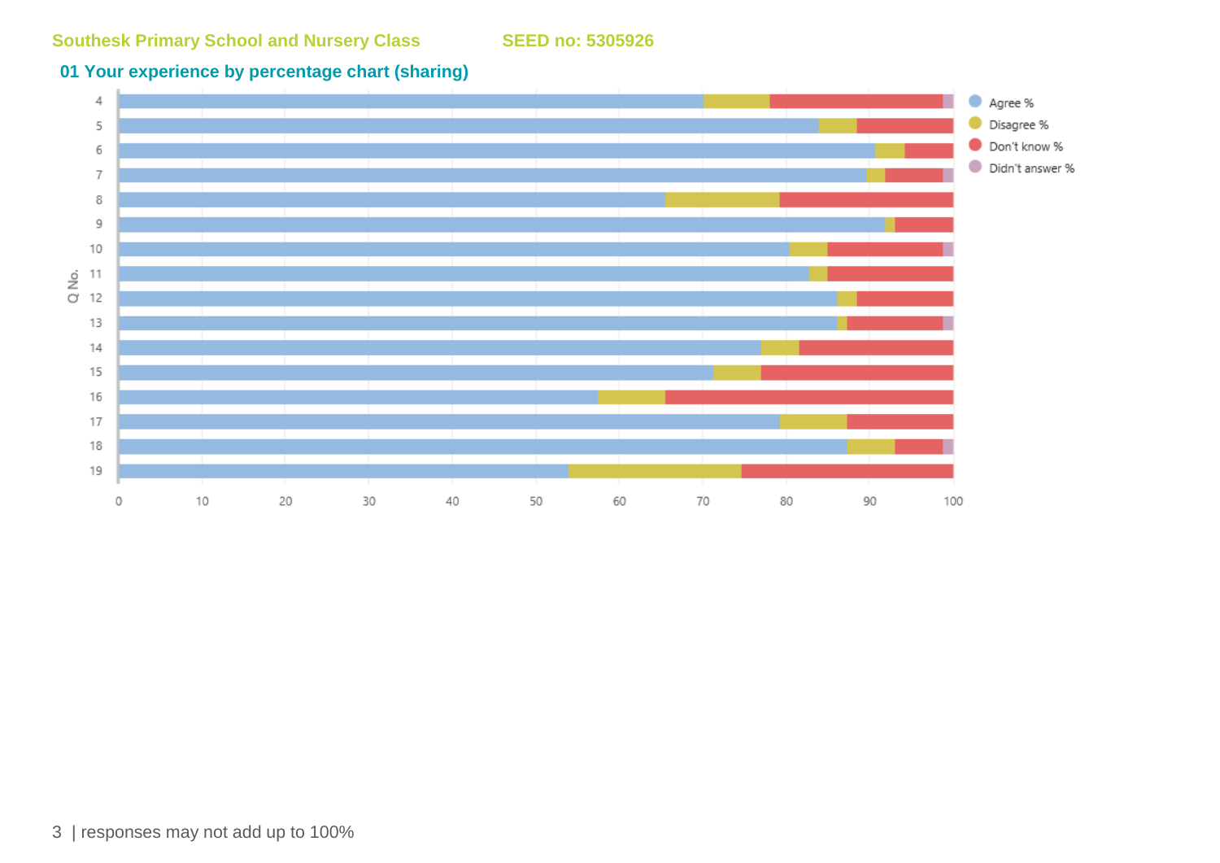Southesk Primary School and Nursery Class SEED no: 5305926

## 01 Your experience by percentage chart (sharing)

| Q No. | Agree % | Disagree % | Don't know % | Didn't answer % |
|---|---|---|---|---|
| 4 | | | | |
| 5 | | | | |
| 6 | | | | |
| 7 | | | | |
| 8 | | | | |
| 9 | | | | |
| 10 | | | | |
| 11 | | | | |
| 12 | | | | |
| 13 | | | | |
| 14 | | | | |
| 15 | | | | |
| 16 | | | | |
| 17 | | | | |
| 18 | | | | |
| 19 | | | | |

| responses may not add up to 100%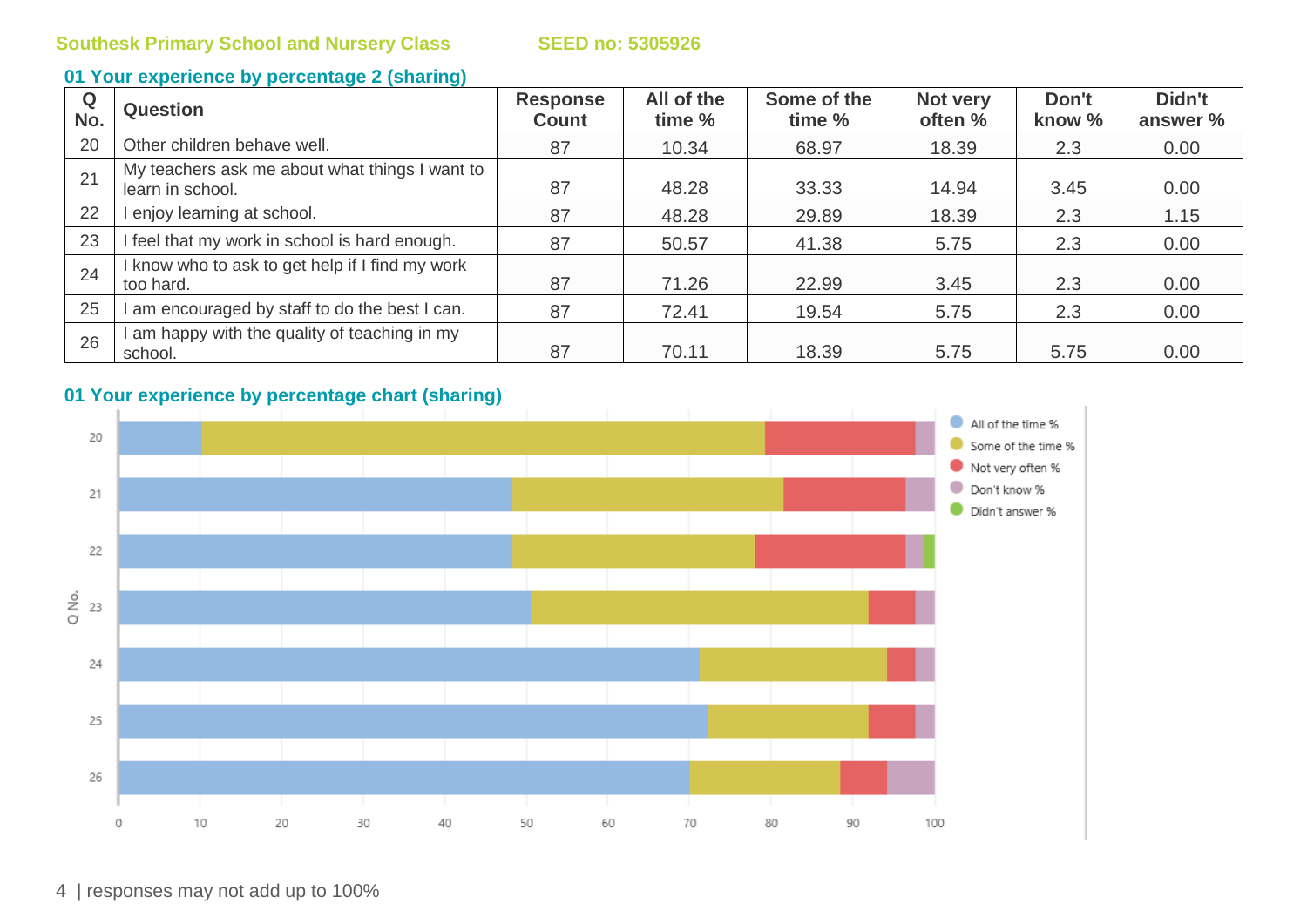Southesk Primary School and Nursery Class SEED no: 5305926

## 01 Your experience by percentage 2 (sharing)

| Q No. | Question | Response Count | All of the time % | Some of the time % | Not very often % | Don't know % | Didn't answer % |
|---|---|---|---|---|---|---|---|
| 20 | Other children behave well. | 87 | 10.34 | 68.97 | 18.39 | 2.3 | 0.00 |
| 21 | My teachers ask me about what things I want to learn in school. | 87 | 48.28 | 33.33 | 14.94 | 3.45 | 0.00 |
| 22 | I enjoy learning at school. | 87 | 48.28 | 29.89 | 18.39 | 2.3 | 1.15 |
| 23 | I feel that my work in school is hard enough. | 87 | 50.57 | 41.38 | 5.75 | 2.3 | 0.00 |
| 24 | I know who to ask to get help if I find my work too hard. | 87 | 71.26 | 22.99 | 3.45 | 2.3 | 0.00 |
| 25 | I am encouraged by staff to do the best I can. | 87 | 72.41 | 19.54 | 5.75 | 2.3 | 0.00 |
| 26 | I am happy with the quality of teaching in my school. | 87 | 70.11 | 18.39 | 5.75 | 5.75 | 0.00 |

## 01 Your experience by percentage chart (sharing)

| responses may not add up to 100%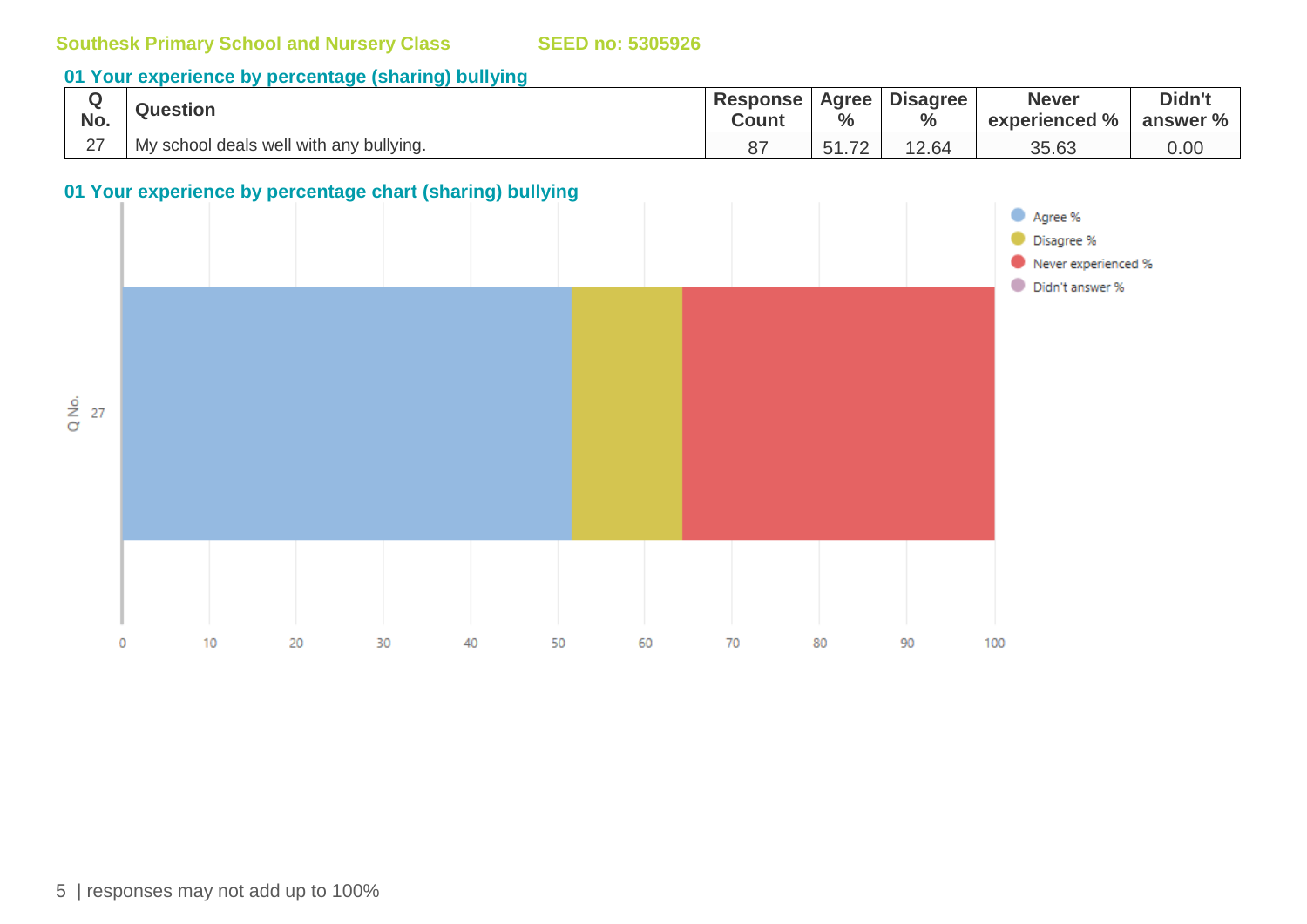Southesk Primary School and Nursery Class SEED no: 5305926

### 01 Your experience by percentage (sharing) bullying

| Q No. | Question | Response Count | Agree % | Disagree % | Never experienced % | Didn't answer % |
|---|---|---|---|---|---|---|
| 27 | My school deals well with any bullying. | 87 | 51.72 | 12.64 | 35.63 | 0.00 |

### 01 Your experience by percentage chart (sharing) bullying

| Q No. | Agree % | Disagree % | Never experienced % | Didn't answer % |
|---|---|---|---|---|
| 27 | 51.72 | 12.64 | 35.63 | 0.00 |

responses may not add up to 100%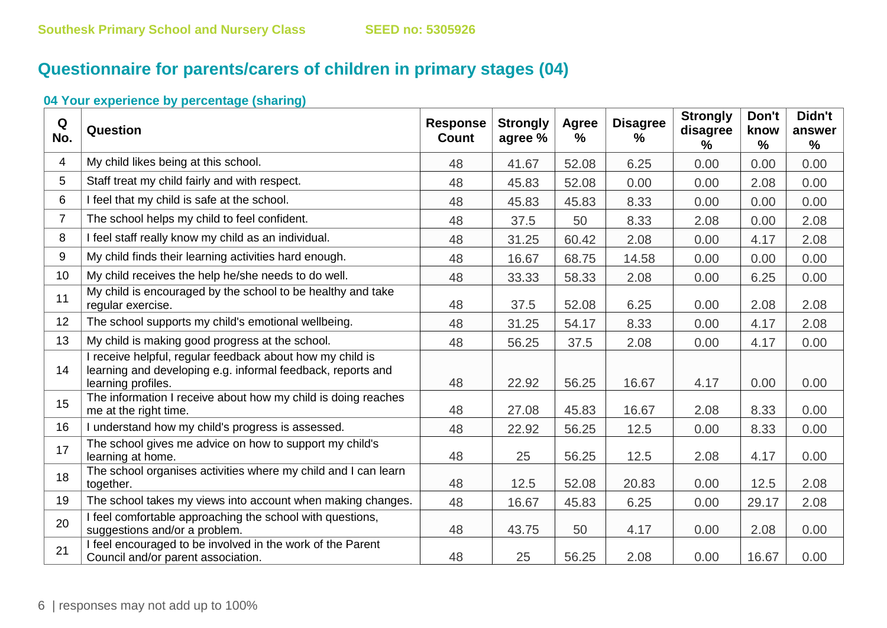Southesk Primary School and Nursery Class SEED no: 5305926

## Questionnaire for parents/carers of children in primary stages (04)

### 04 Your experience by percentage (sharing)

| Q No. | Question | Response Count | Strongly agree % | Agree % | Disagree % | Strongly disagree % | Don't know % | Didn't answer % |
|---|---|---|---|---|---|---|---|---|
| 4 | My child likes being at this school. | 48 | 41.67 | 52.08 | 6.25 | 0.00 | 0.00 | 0.00 |
| 5 | Staff treat my child fairly and with respect. | 48 | 45.83 | 52.08 | 0.00 | 0.00 | 2.08 | 0.00 |
| 6 | I feel that my child is safe at the school. | 48 | 45.83 | 45.83 | 8.33 | 0.00 | 0.00 | 0.00 |
| 7 | The school helps my child to feel confident. | 48 | 37.5 | 50 | 8.33 | 2.08 | 0.00 | 2.08 |
| 8 | I feel staff really know my child as an individual. | 48 | 31.25 | 60.42 | 2.08 | 0.00 | 4.17 | 2.08 |
| 9 | My child finds their learning activities hard enough. | 48 | 16.67 | 68.75 | 14.58 | 0.00 | 0.00 | 0.00 |
| 10 | My child receives the help he/she needs to do well. | 48 | 33.33 | 58.33 | 2.08 | 0.00 | 6.25 | 0.00 |
| 11 | My child is encouraged by the school to be healthy and take regular exercise. | 48 | 37.5 | 52.08 | 6.25 | 0.00 | 2.08 | 2.08 |
| 12 | The school supports my child's emotional wellbeing. | 48 | 31.25 | 54.17 | 8.33 | 0.00 | 4.17 | 2.08 |
| 13 | My child is making good progress at the school. | 48 | 56.25 | 37.5 | 2.08 | 0.00 | 4.17 | 0.00 |
| 14 | I receive helpful, regular feedback about how my child is learning and developing e.g. informal feedback, reports and learning profiles. | 48 | 22.92 | 56.25 | 16.67 | 4.17 | 0.00 | 0.00 |
| 15 | The information I receive about how my child is doing reaches me at the right time. | 48 | 27.08 | 45.83 | 16.67 | 2.08 | 8.33 | 0.00 |
| 16 | I understand how my child's progress is assessed. | 48 | 22.92 | 56.25 | 12.5 | 0.00 | 8.33 | 0.00 |
| 17 | The school gives me advice on how to support my child's learning at home. | 48 | 25 | 56.25 | 12.5 | 2.08 | 4.17 | 0.00 |
| 18 | The school organises activities where my child and I can learn together. | 48 | 12.5 | 52.08 | 20.83 | 0.00 | 12.5 | 2.08 |
| 19 | The school takes my views into account when making changes. | 48 | 16.67 | 45.83 | 6.25 | 0.00 | 29.17 | 2.08 |
| 20 | I feel comfortable approaching the school with questions, suggestions and/or a problem. | 48 | 43.75 | 50 | 4.17 | 0.00 | 2.08 | 0.00 |
| 21 | I feel encouraged to be involved in the work of the Parent Council and/or parent association. | 48 | 25 | 56.25 | 2.08 | 0.00 | 16.67 | 0.00 |

responses may not add up to 100%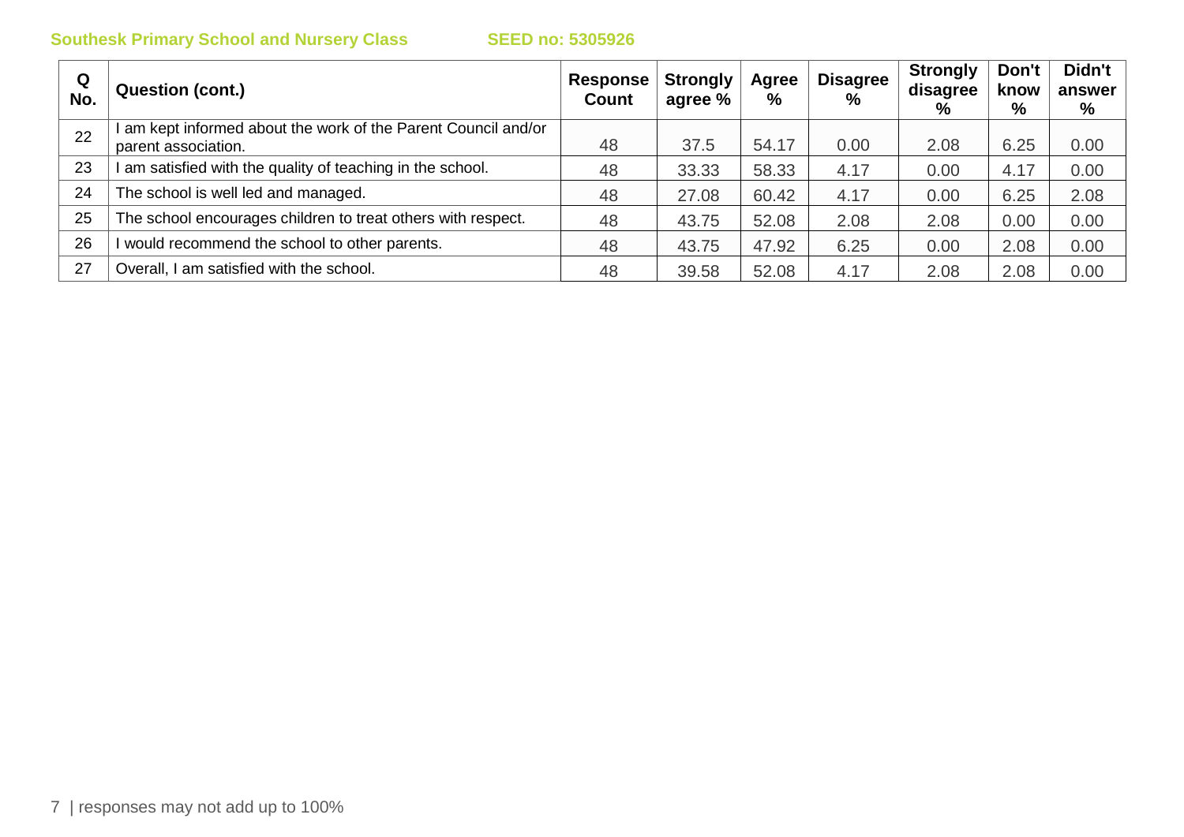| Q No. | Question (cont.) | Response Count | Strongly agree % | Agree % | Disagree % | Strongly disagree % | Don't know % | Didn't answer % |
|---|---|---|---|---|---|---|---|---|
| 22 | I am kept informed about the work of the Parent Council and/or parent association. | 48 | 37.5 | 54.17 | 0.00 | 2.08 | 6.25 | 0.00 |
| 23 | I am satisfied with the quality of teaching in the school. | 48 | 33.33 | 58.33 | 4.17 | 0.00 | 4.17 | 0.00 |
| 24 | The school is well led and managed. | 48 | 27.08 | 60.42 | 4.17 | 0.00 | 6.25 | 2.08 |
| 25 | The school encourages children to treat others with respect. | 48 | 43.75 | 52.08 | 2.08 | 2.08 | 0.00 | 0.00 |
| 26 | I would recommend the school to other parents. | 48 | 43.75 | 47.92 | 6.25 | 0.00 | 2.08 | 0.00 |
| 27 | Overall, I am satisfied with the school. | 48 | 39.58 | 52.08 | 4.17 | 2.08 | 2.08 | 0.00 |

| responses may not add up to 100%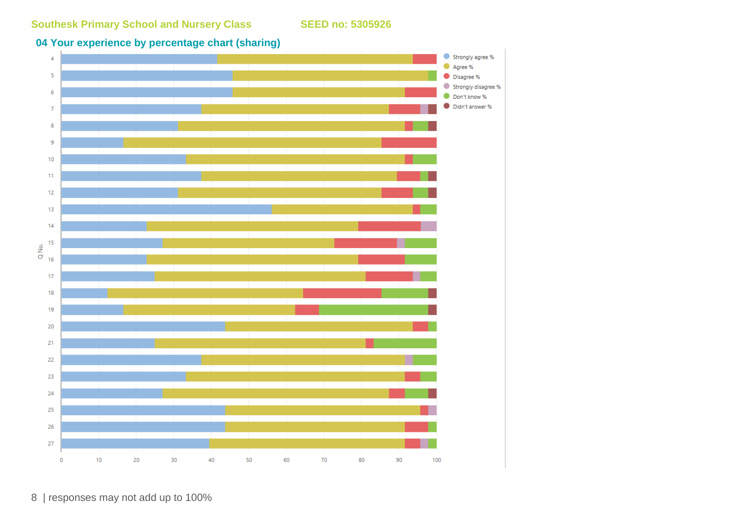Southesk Primary School and Nursery Class SEED no: 5305926

## 04 Your experience by percentage chart (sharing)

responses may not add up to 100%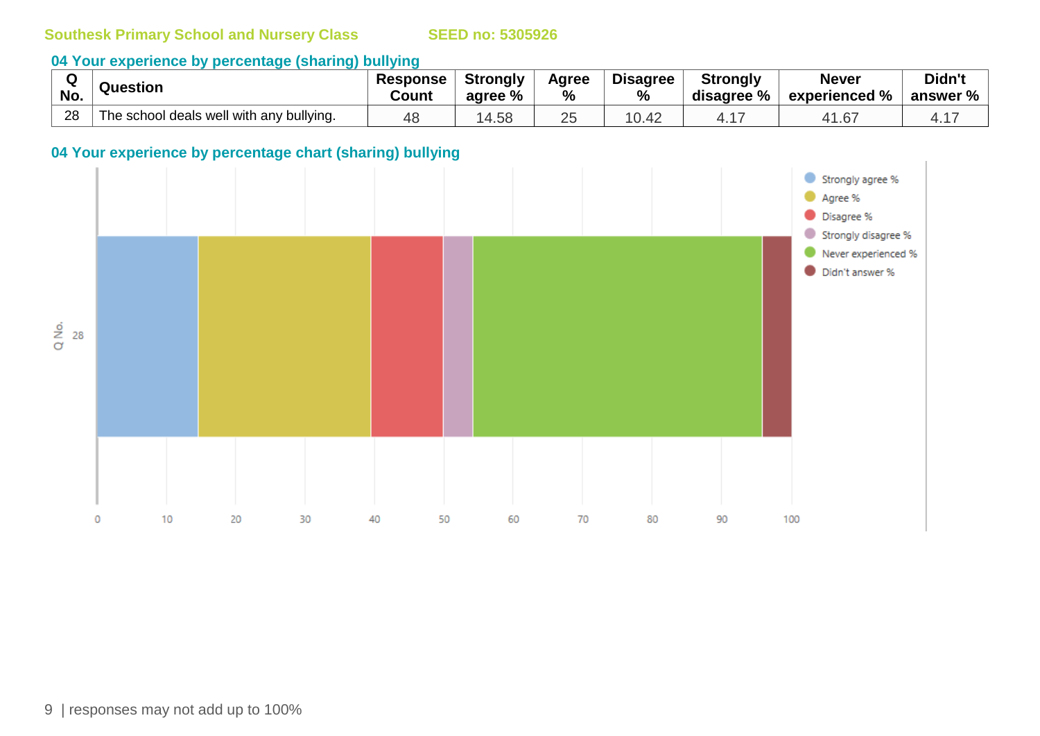Southesk Primary School and Nursery Class SEED no: 5305926

### 04 Your experience by percentage (sharing) bullying

| Q No. | Question | Response Count | Strongly agree % | Agree % | Disagree % | Strongly disagree % | Never experienced % | Didn't answer % |
|---|---|---|---|---|---|---|---|---|
| 28 | The school deals well with any bullying. | 48 | 14.58 | 25 | 10.42 | 4.17 | 41.67 | 4.17 |

### 04 Your experience by percentage chart (sharing) bullying

responses may not add up to 100%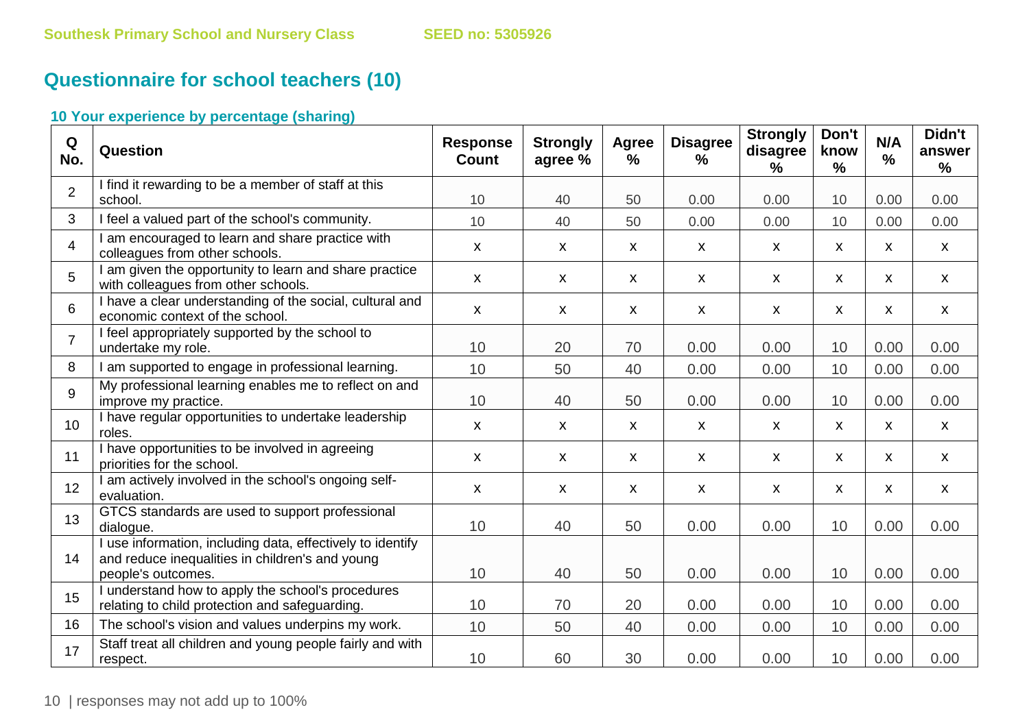Southesk Primary School and Nursery Class SEED no: 5305926

## Questionnaire for school teachers (10)

### 10 Your experience by percentage (sharing)

| Q No. | Question | Response Count | Strongly agree % | Agree % | Disagree % | Strongly disagree % | Don't know % | N/A % | Didn't answer % |
|---|---|---|---|---|---|---|---|---|---|
| 2 | I find it rewarding to be a member of staff at this school. | 10 | 40 | 50 | 0.00 | 0.00 | 10 | 0.00 | 0.00 |
| 3 | I feel a valued part of the school's community. | 10 | 40 | 50 | 0.00 | 0.00 | 10 | 0.00 | 0.00 |
| 4 | I am encouraged to learn and share practice with colleagues from other schools. | x | x | x | x | x | x | x | x |
| 5 | I am given the opportunity to learn and share practice with colleagues from other schools. | x | x | x | x | x | x | x | x |
| 6 | I have a clear understanding of the social, cultural and economic context of the school. | x | x | x | x | x | x | x | x |
| 7 | I feel appropriately supported by the school to undertake my role. | 10 | 20 | 70 | 0.00 | 0.00 | 10 | 0.00 | 0.00 |
| 8 | I am supported to engage in professional learning. | 10 | 50 | 40 | 0.00 | 0.00 | 10 | 0.00 | 0.00 |
| 9 | My professional learning enables me to reflect on and improve my practice. | 10 | 40 | 50 | 0.00 | 0.00 | 10 | 0.00 | 0.00 |
| 10 | I have regular opportunities to undertake leadership roles. | x | x | x | x | x | x | x | x |
| 11 | I have opportunities to be involved in agreeing priorities for the school. | x | x | x | x | x | x | x | x |
| 12 | I am actively involved in the school's ongoing self-evaluation. | x | x | x | x | x | x | x | x |
| 13 | GTCS standards are used to support professional dialogue. | 10 | 40 | 50 | 0.00 | 0.00 | 10 | 0.00 | 0.00 |
| 14 | I use information, including data, effectively to identify and reduce inequalities in children's and young people's outcomes. | 10 | 40 | 50 | 0.00 | 0.00 | 10 | 0.00 | 0.00 |
| 15 | I understand how to apply the school's procedures relating to child protection and safeguarding. | 10 | 70 | 20 | 0.00 | 0.00 | 10 | 0.00 | 0.00 |
| 16 | The school's vision and values underpins my work. | 10 | 50 | 40 | 0.00 | 0.00 | 10 | 0.00 | 0.00 |
| 17 | Staff treat all children and young people fairly and with respect. | 10 | 60 | 30 | 0.00 | 0.00 | 10 | 0.00 | 0.00 |

responses may not add up to 100%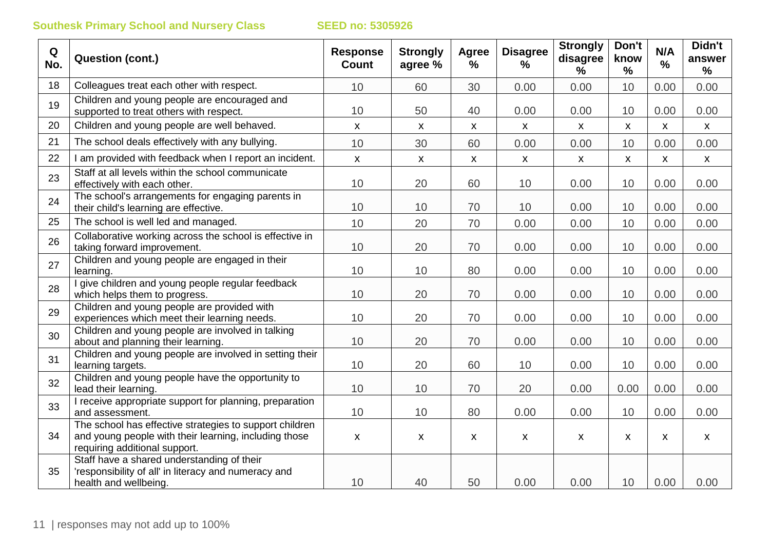Southesk Primary School and Nursery Class SEED no: 5305926

| Q No. | Question (cont.) | Response Count | Strongly agree % | Agree % | Disagree % | Strongly disagree % | Don't know % | N/A % | Didn't answer % |
|---|---|---|---|---|---|---|---|---|---|
| 18 | Colleagues treat each other with respect. | 10 | 60 | 30 | 0.00 | 0.00 | 10 | 0.00 | 0.00 |
| 19 | Children and young people are encouraged and supported to treat others with respect. | 10 | 50 | 40 | 0.00 | 0.00 | 10 | 0.00 | 0.00 |
| 20 | Children and young people are well behaved. | x | x | x | x | x | x | x | x |
| 21 | The school deals effectively with any bullying. | 10 | 30 | 60 | 0.00 | 0.00 | 10 | 0.00 | 0.00 |
| 22 | I am provided with feedback when I report an incident. | x | x | x | x | x | x | x | x |
| 23 | Staff at all levels within the school communicate effectively with each other. | 10 | 20 | 60 | 10 | 0.00 | 10 | 0.00 | 0.00 |
| 24 | The school's arrangements for engaging parents in their child's learning are effective. | 10 | 10 | 70 | 10 | 0.00 | 10 | 0.00 | 0.00 |
| 25 | The school is well led and managed. | 10 | 20 | 70 | 0.00 | 0.00 | 10 | 0.00 | 0.00 |
| 26 | Collaborative working across the school is effective in taking forward improvement. | 10 | 20 | 70 | 0.00 | 0.00 | 10 | 0.00 | 0.00 |
| 27 | Children and young people are engaged in their learning. | 10 | 10 | 80 | 0.00 | 0.00 | 10 | 0.00 | 0.00 |
| 28 | I give children and young people regular feedback which helps them to progress. | 10 | 20 | 70 | 0.00 | 0.00 | 10 | 0.00 | 0.00 |
| 29 | Children and young people are provided with experiences which meet their learning needs. | 10 | 20 | 70 | 0.00 | 0.00 | 10 | 0.00 | 0.00 |
| 30 | Children and young people are involved in talking about and planning their learning. | 10 | 20 | 70 | 0.00 | 0.00 | 10 | 0.00 | 0.00 |
| 31 | Children and young people are involved in setting their learning targets. | 10 | 20 | 60 | 10 | 0.00 | 10 | 0.00 | 0.00 |
| 32 | Children and young people have the opportunity to lead their learning. | 10 | 10 | 70 | 20 | 0.00 | 0.00 | 0.00 | 0.00 |
| 33 | I receive appropriate support for planning, preparation and assessment. | 10 | 10 | 80 | 0.00 | 0.00 | 10 | 0.00 | 0.00 |
| 34 | The school has effective strategies to support children and young people with their learning, including those requiring additional support. | x | x | x | x | x | x | x | x |
| 35 | Staff have a shared understanding of their 'responsibility of all' in literacy and numeracy and health and wellbeing. | 10 | 40 | 50 | 0.00 | 0.00 | 10 | 0.00 | 0.00 |

responses may not add up to 100%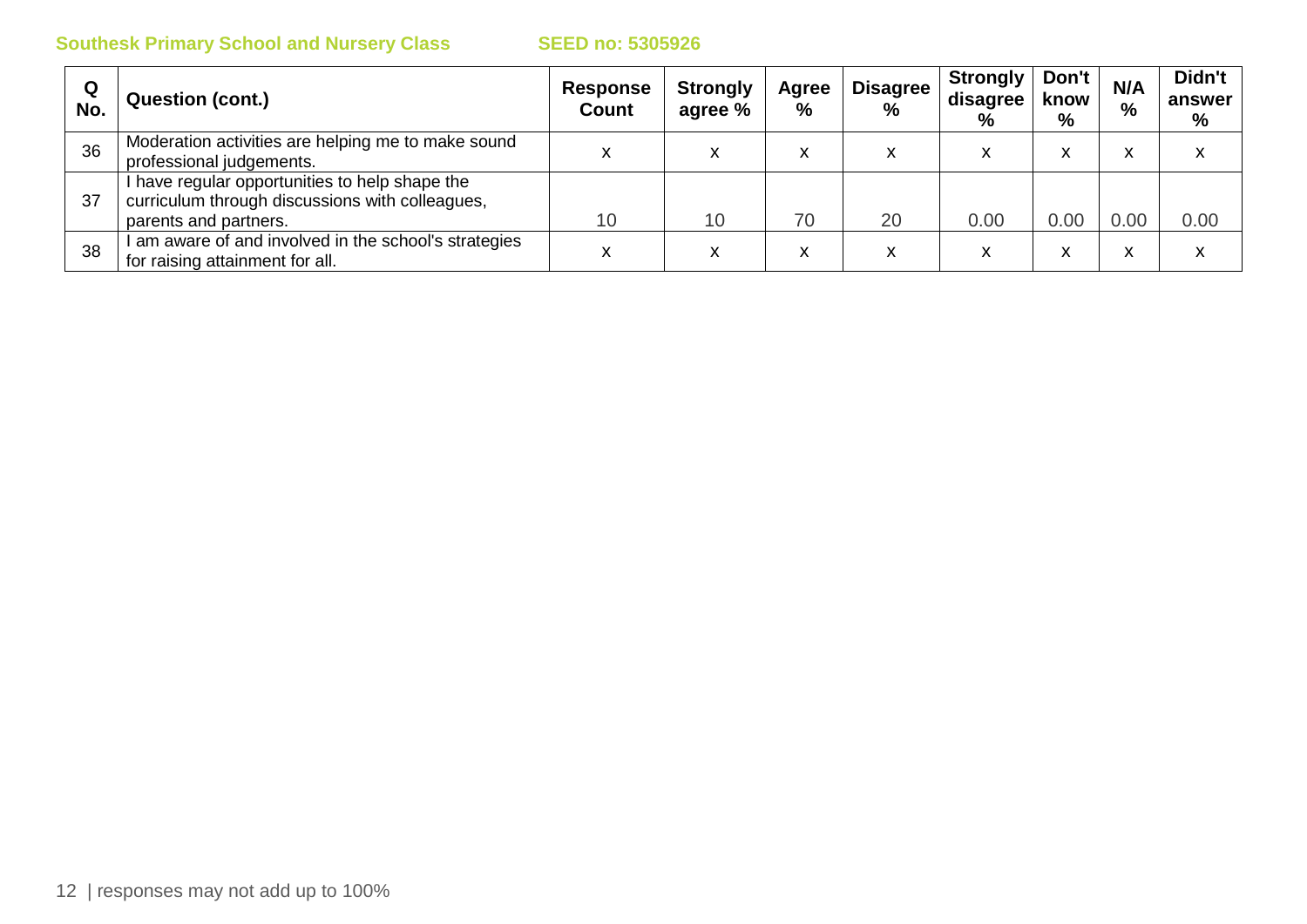| Q No. | Question (cont.) | Response Count | Strongly agree % | Agree % | Disagree % | Strongly disagree % | Don't know % | N/A % | Didn't answer % |
|---|---|---|---|---|---|---|---|---|---|
| 36 | Moderation activities are helping me to make sound professional judgements. | x | x | x | x | x | x | x | x |
| 37 | I have regular opportunities to help shape the curriculum through discussions with colleagues, parents and partners. | 10 | 10 | 70 | 20 | 0.00 | 0.00 | 0.00 | 0.00 |
| 38 | I am aware of and involved in the school's strategies for raising attainment for all. | x | x | x | x | x | x | x | x |

| responses may not add up to 100%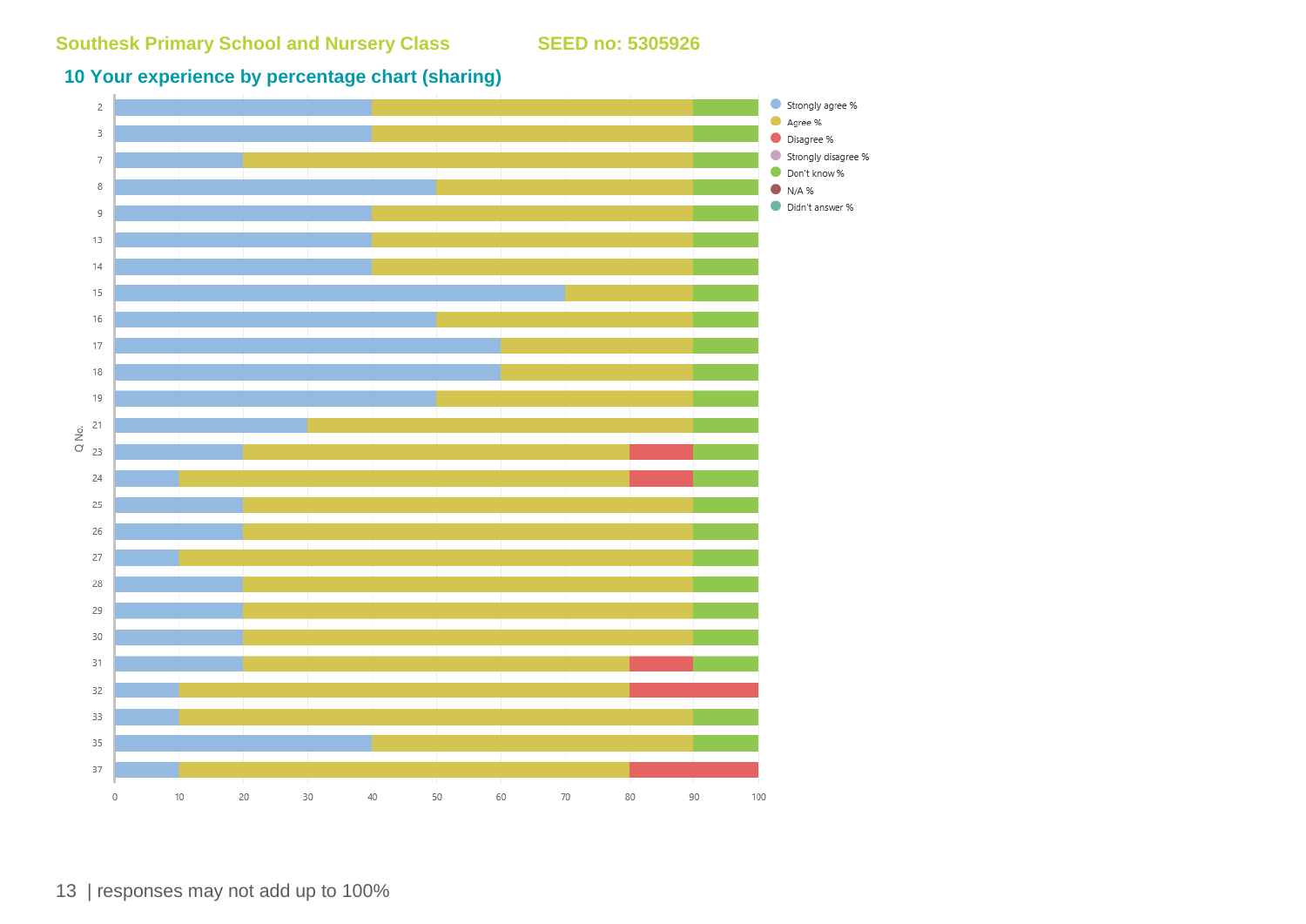Southesk Primary School and Nursery Class SEED no: 5305926

## 10 Your experience by percentage chart (sharing)

Q No.

2
3
7
8
9
13
14
15
16
17
18
19
21
23
24
25
26
27
28
29
30
31
32
33
35
37

0 10 20 30 40 50 60 70 80 90 100

Strongly agree %
Agree %
Disagree %
Strongly disagree %
Don't know %
N/A %
Didn't answer %

| responses may not add up to 100%